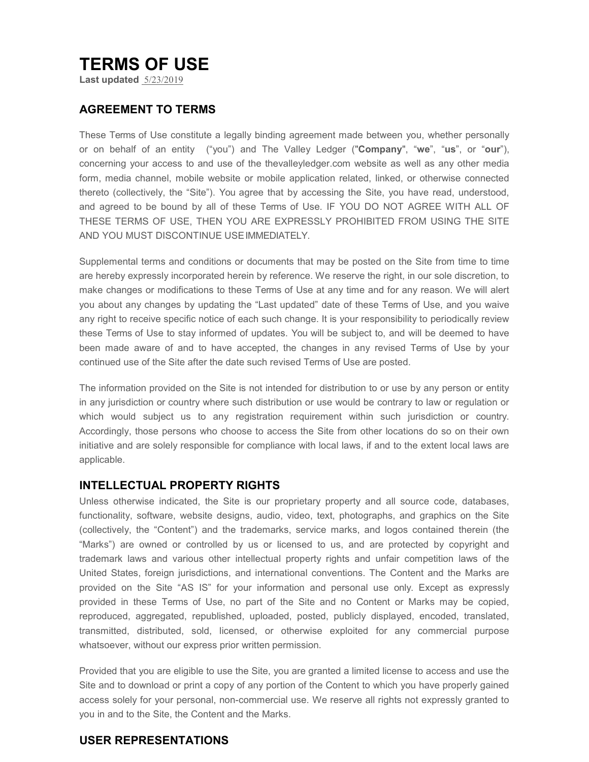# TERMS OF USE

**Last updated** 5/23/2019

## AGREEMENT TO TERMS

These Terms of Use constitute a legally binding agreement made between you, whether personally or on behalf of an entity ("you") and The Valley Ledger ("**Company**", "**we**", "**us**", or "**our**"), concerning your access to and use of the thevalleyledger.com website as well as any other media form, media channel, mobile website or mobile application related, linked, or otherwise connected thereto (collectively, the "Site"). You agree that by accessing the Site, you have read, understood, and agreed to be bound by all of these Terms of Use. IF YOU DO NOT AGREE WITH ALL OF THESE TERMS OF USE, THEN YOU ARE EXPRESSLY PROHIBITED FROM USING THE SITE AND YOU MUST DISCONTINUE USE IMMEDIATELY.

Supplemental terms and conditions or documents that may be posted on the Site from time to time are hereby expressly incorporated herein by reference. We reserve the right, in our sole discretion, to make changes or modifications to these Terms of Use at any time and for any reason. We will alert you about any changes by updating the "Last updated" date of these Terms of Use, and you waive any right to receive specific notice of each such change. It is your responsibility to periodically review these Terms of Use to stay informed of updates. You will be subject to, and will be deemed to have been made aware of and to have accepted, the changes in any revised Terms of Use by your continued use of the Site after the date such revised Terms of Use are posted.

The information provided on the Site is not intended for distribution to or use by any person or entity in any jurisdiction or country where such distribution or use would be contrary to law or regulation or which would subject us to any registration requirement within such jurisdiction or country. Accordingly, those persons who choose to access the Site from other locations do so on their own initiative and are solely responsible for compliance with local laws, if and to the extent local laws are applicable.

## INTELLECTUAL PROPERTY RIGHTS

Unless otherwise indicated, the Site is our proprietary property and all source code, databases, functionality, software, website designs, audio, video, text, photographs, and graphics on the Site (collectively, the "Content") and the trademarks, service marks, and logos contained therein (the "Marks") are owned or controlled by us or licensed to us, and are protected by copyright and trademark laws and various other intellectual property rights and unfair competition laws of the United States, foreign jurisdictions, and international conventions. The Content and the Marks are provided on the Site "AS IS" for your information and personal use only. Except as expressly provided in these Terms of Use, no part of the Site and no Content or Marks may be copied, reproduced, aggregated, republished, uploaded, posted, publicly displayed, encoded, translated, transmitted, distributed, sold, licensed, or otherwise exploited for any commercial purpose whatsoever, without our express prior written permission.

Provided that you are eligible to use the Site, you are granted a limited license to access and use the Site and to download or print a copy of any portion of the Content to which you have properly gained access solely for your personal, non-commercial use. We reserve all rights not expressly granted to you in and to the Site, the Content and the Marks.

## USER REPRESENTATIONS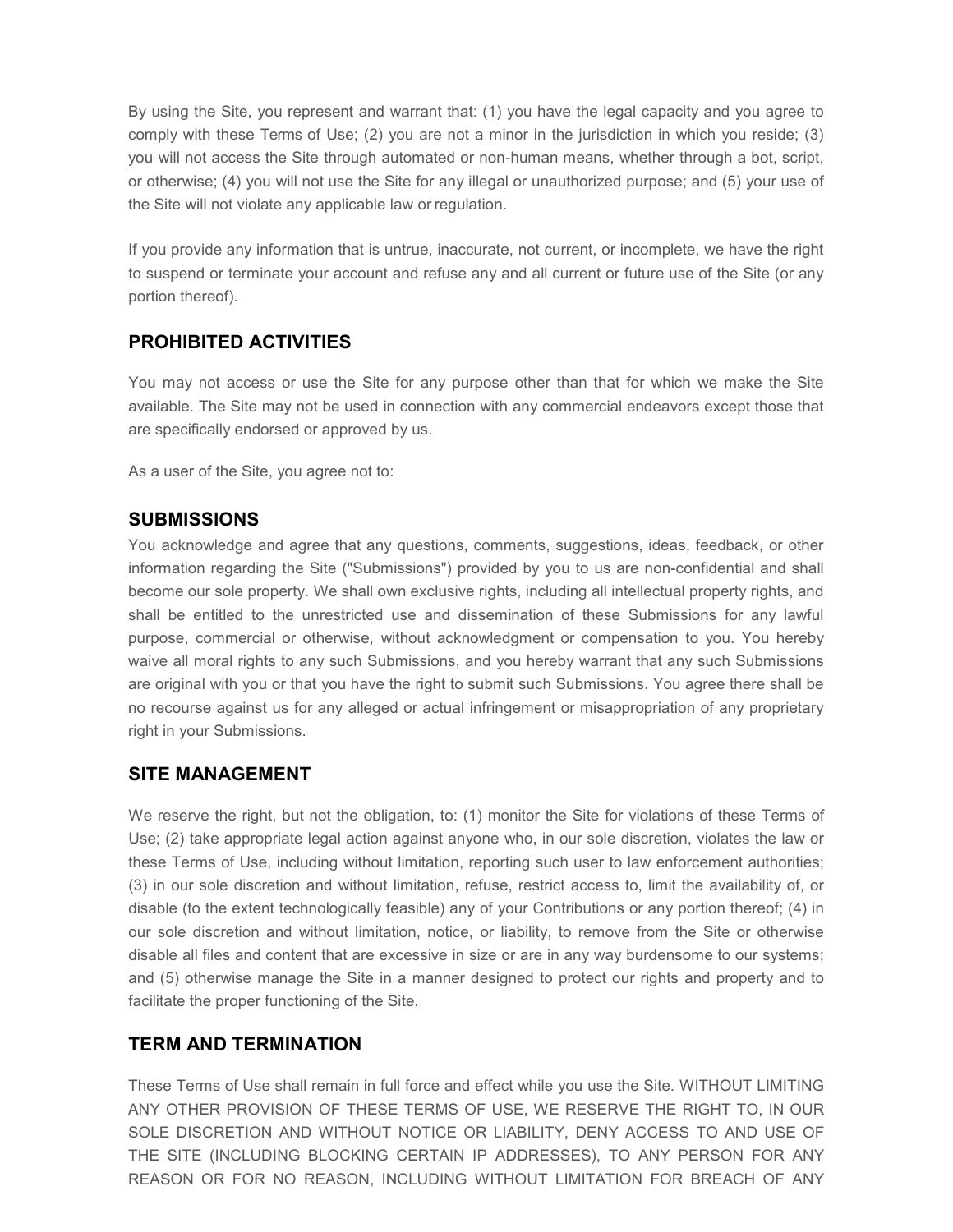By using the Site, you represent and warrant that: (1) you have the legal capacity and you agree to comply with these Terms of Use; (2) you are not a minor in the jurisdiction in which you reside; (3) you will not access the Site through automated or non-human means, whether through a bot, script, or otherwise; (4) you will not use the Site for any illegal or unauthorized purpose; and (5) your use of the Site will not violate any applicable law or regulation.

If you provide any information that is untrue, inaccurate, not current, or incomplete, we have the right to suspend or terminate your account and refuse any and all current or future use of the Site (or any portion thereof).

## PROHIBITED ACTIVITIES

You may not access or use the Site for any purpose other than that for which we make the Site available. The Site may not be used in connection with any commercial endeavors except those that are specifically endorsed or approved by us.

As a user of the Site, you agree not to:

## SUBMISSIONS

You acknowledge and agree that any questions, comments, suggestions, ideas, feedback, or other information regarding the Site ("Submissions") provided by you to us are non-confidential and shall become our sole property. We shall own exclusive rights, including all intellectual property rights, and shall be entitled to the unrestricted use and dissemination of these Submissions for any lawful purpose, commercial or otherwise, without acknowledgment or compensation to you. You hereby waive all moral rights to any such Submissions, and you hereby warrant that any such Submissions are original with you or that you have the right to submit such Submissions. You agree there shall be no recourse against us for any alleged or actual infringement or misappropriation of any proprietary right in your Submissions.

## SITE MANAGEMENT

We reserve the right, but not the obligation, to: (1) monitor the Site for violations of these Terms of Use; (2) take appropriate legal action against anyone who, in our sole discretion, violates the law or these Terms of Use, including without limitation, reporting such user to law enforcement authorities; (3) in our sole discretion and without limitation, refuse, restrict access to, limit the availability of, or disable (to the extent technologically feasible) any of your Contributions or any portion thereof; (4) in our sole discretion and without limitation, notice, or liability, to remove from the Site or otherwise disable all files and content that are excessive in size or are in any way burdensome to our systems; and (5) otherwise manage the Site in a manner designed to protect our rights and property and to facilitate the proper functioning of the Site.

## TERM AND TERMINATION

These Terms of Use shall remain in full force and effect while you use the Site. WITHOUT LIMITING ANY OTHER PROVISION OF THESE TERMS OF USE, WE RESERVE THE RIGHT TO, IN OUR SOLE DISCRETION AND WITHOUT NOTICE OR LIABILITY, DENY ACCESS TO AND USE OF THE SITE (INCLUDING BLOCKING CERTAIN IP ADDRESSES), TO ANY PERSON FOR ANY REASON OR FOR NO REASON, INCLUDING WITHOUT LIMITATION FOR BREACH OF ANY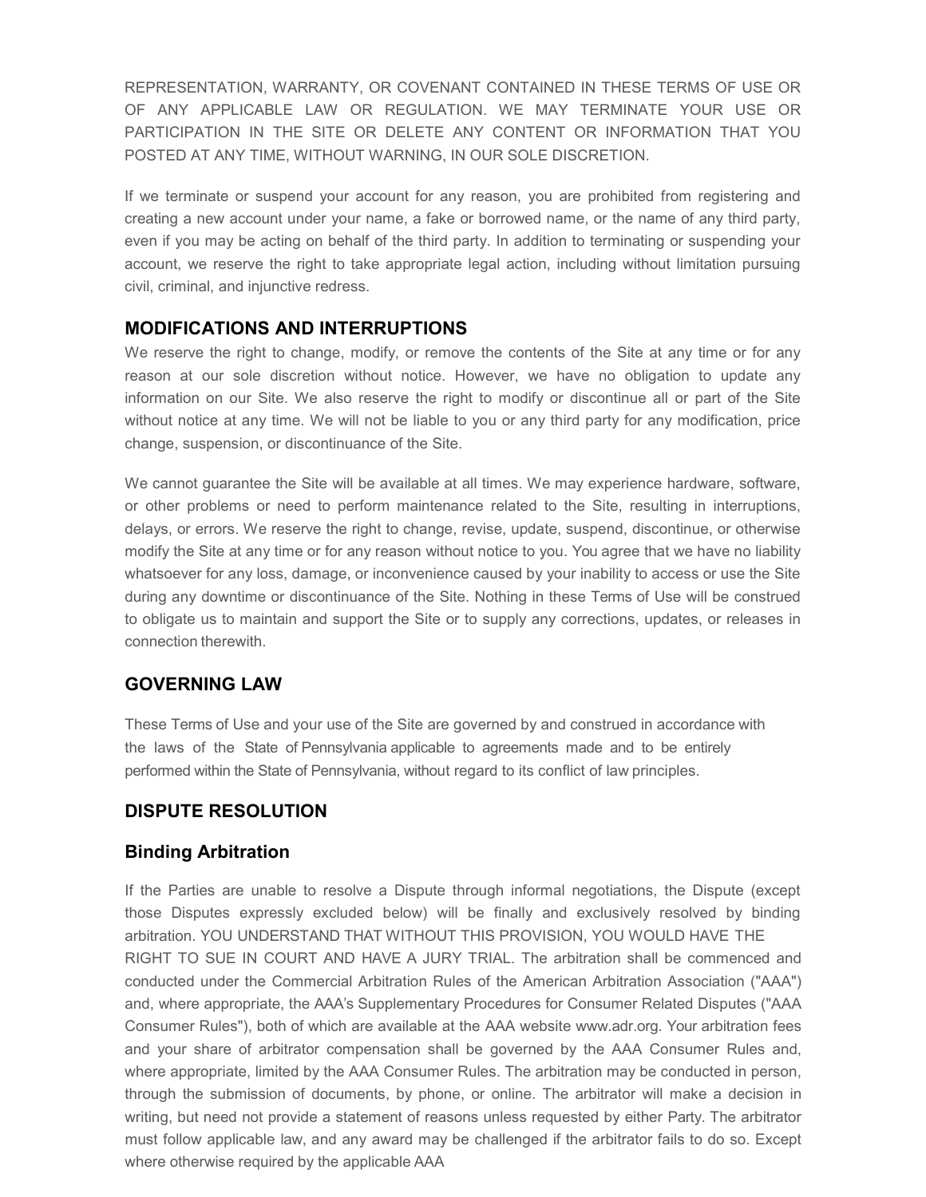REPRESENTATION, WARRANTY, OR COVENANT CONTAINED IN THESE TERMS OF USE OR OF ANY APPLICABLE LAW OR REGULATION. WE MAY TERMINATE YOUR USE OR PARTICIPATION IN THE SITE OR DELETE ANY CONTENT OR INFORMATION THAT YOU POSTED AT ANY TIME, WITHOUT WARNING, IN OUR SOLE DISCRETION.

If we terminate or suspend your account for any reason, you are prohibited from registering and creating a new account under your name, a fake or borrowed name, or the name of any third party, even if you may be acting on behalf of the third party. In addition to terminating or suspending your account, we reserve the right to take appropriate legal action, including without limitation pursuing civil, criminal, and injunctive redress.

## MODIFICATIONS AND INTERRUPTIONS

We reserve the right to change, modify, or remove the contents of the Site at any time or for any reason at our sole discretion without notice. However, we have no obligation to update any information on our Site. We also reserve the right to modify or discontinue all or part of the Site without notice at any time. We will not be liable to you or any third party for any modification, price change, suspension, or discontinuance of the Site.

We cannot guarantee the Site will be available at all times. We may experience hardware, software, or other problems or need to perform maintenance related to the Site, resulting in interruptions, delays, or errors. We reserve the right to change, revise, update, suspend, discontinue, or otherwise modify the Site at any time or for any reason without notice to you. You agree that we have no liability whatsoever for any loss, damage, or inconvenience caused by your inability to access or use the Site during any downtime or discontinuance of the Site. Nothing in these Terms of Use will be construed to obligate us to maintain and support the Site or to supply any corrections, updates, or releases in connection therewith.

## GOVERNING LAW

These Terms of Use and your use of the Site are governed by and construed in accordance with the laws of the State of Pennsylvania applicable to agreements made and to be entirely performed within the State of Pennsylvania, without regard to its conflict of law principles.

## DISPUTE RESOLUTION

### Binding Arbitration

If the Parties are unable to resolve a Dispute through informal negotiations, the Dispute (except those Disputes expressly excluded below) will be finally and exclusively resolved by binding arbitration. YOU UNDERSTAND THAT WITHOUT THIS PROVISION, YOU WOULD HAVE THE RIGHT TO SUE IN COURT AND HAVE A JURY TRIAL. The arbitration shall be commenced and conducted under the Commercial Arbitration Rules of the American Arbitration Association ("AAA") and, where appropriate, the AAA's Supplementary Procedures for Consumer Related Disputes ("AAA Consumer Rules"), both of which are available at the AAA website www.adr.org. Your arbitration fees and your share of arbitrator compensation shall be governed by the AAA Consumer Rules and, where appropriate, limited by the AAA Consumer Rules. The arbitration may be conducted in person, through the submission of documents, by phone, or online. The arbitrator will make a decision in writing, but need not provide a statement of reasons unless requested by either Party. The arbitrator must follow applicable law, and any award may be challenged if the arbitrator fails to do so. Except where otherwise required by the applicable AAA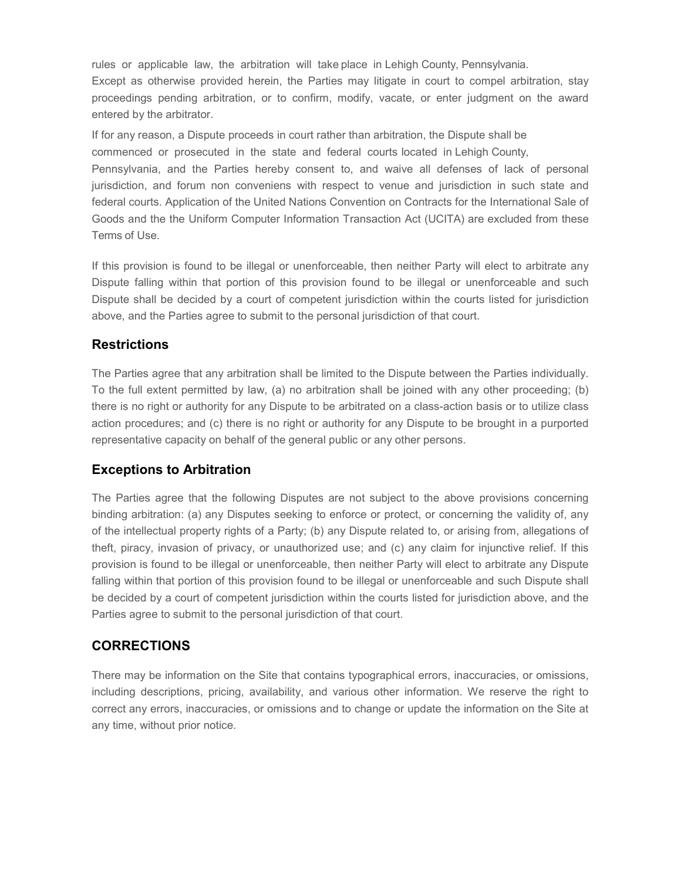rules or applicable law, the arbitration will take place in Lehigh County, Pennsylvania.
Except as otherwise provided herein, the Parties may litigate in court to compel arbitration, stay proceedings pending arbitration, or to confirm, modify, vacate, or enter judgment on the award entered by the arbitrator.

If for any reason, a Dispute proceeds in court rather than arbitration, the Dispute shall be commenced or prosecuted in the state and federal courts located in Lehigh County, Pennsylvania, and the Parties hereby consent to, and waive all defenses of lack of personal jurisdiction, and forum non conveniens with respect to venue and jurisdiction in such state and federal courts. Application of the United Nations Convention on Contracts for the International Sale of Goods and the the Uniform Computer Information Transaction Act (UCITA) are excluded from these Terms of Use.

If this provision is found to be illegal or unenforceable, then neither Party will elect to arbitrate any Dispute falling within that portion of this provision found to be illegal or unenforceable and such Dispute shall be decided by a court of competent jurisdiction within the courts listed for jurisdiction above, and the Parties agree to submit to the personal jurisdiction of that court.

### Restrictions

The Parties agree that any arbitration shall be limited to the Dispute between the Parties individually. To the full extent permitted by law, (a) no arbitration shall be joined with any other proceeding; (b) there is no right or authority for any Dispute to be arbitrated on a class-action basis or to utilize class action procedures; and (c) there is no right or authority for any Dispute to be brought in a purported representative capacity on behalf of the general public or any other persons.

### Exceptions to Arbitration

The Parties agree that the following Disputes are not subject to the above provisions concerning binding arbitration: (a) any Disputes seeking to enforce or protect, or concerning the validity of, any of the intellectual property rights of a Party; (b) any Dispute related to, or arising from, allegations of theft, piracy, invasion of privacy, or unauthorized use; and (c) any claim for injunctive relief. If this provision is found to be illegal or unenforceable, then neither Party will elect to arbitrate any Dispute falling within that portion of this provision found to be illegal or unenforceable and such Dispute shall be decided by a court of competent jurisdiction within the courts listed for jurisdiction above, and the Parties agree to submit to the personal jurisdiction of that court.

## CORRECTIONS

There may be information on the Site that contains typographical errors, inaccuracies, or omissions, including descriptions, pricing, availability, and various other information. We reserve the right to correct any errors, inaccuracies, or omissions and to change or update the information on the Site at any time, without prior notice.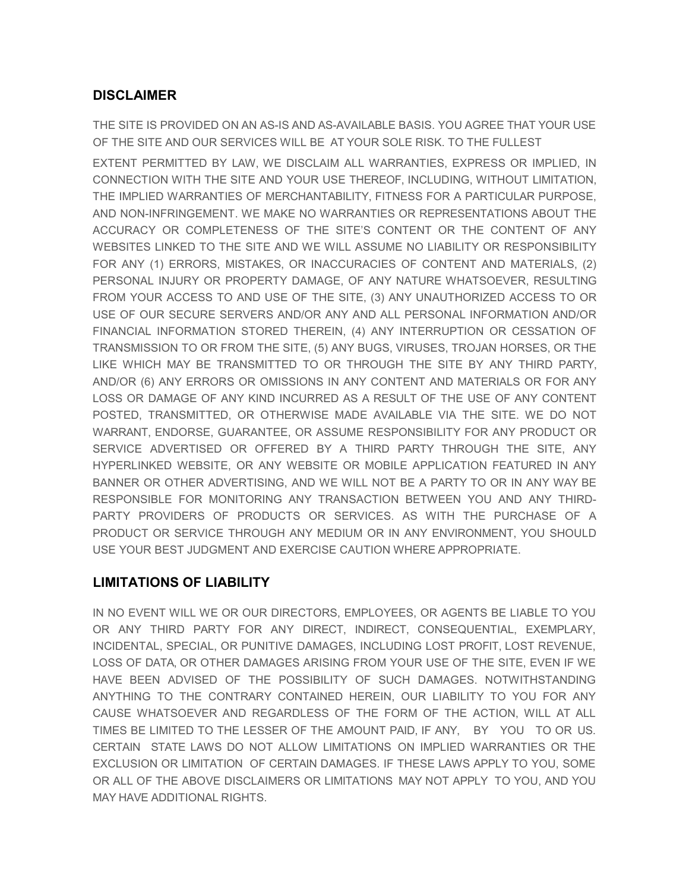## DISCLAIMER

THE SITE IS PROVIDED ON AN AS-IS AND AS-AVAILABLE BASIS. YOU AGREE THAT YOUR USE OF THE SITE AND OUR SERVICES WILL BE AT YOUR SOLE RISK. TO THE FULLEST EXTENT PERMITTED BY LAW, WE DISCLAIM ALL WARRANTIES, EXPRESS OR IMPLIED, IN CONNECTION WITH THE SITE AND YOUR USE THEREOF, INCLUDING, WITHOUT LIMITATION, THE IMPLIED WARRANTIES OF MERCHANTABILITY, FITNESS FOR A PARTICULAR PURPOSE, AND NON-INFRINGEMENT. WE MAKE NO WARRANTIES OR REPRESENTATIONS ABOUT THE ACCURACY OR COMPLETENESS OF THE SITE'S CONTENT OR THE CONTENT OF ANY WEBSITES LINKED TO THE SITE AND WE WILL ASSUME NO LIABILITY OR RESPONSIBILITY FOR ANY (1) ERRORS, MISTAKES, OR INACCURACIES OF CONTENT AND MATERIALS, (2) PERSONAL INJURY OR PROPERTY DAMAGE, OF ANY NATURE WHATSOEVER, RESULTING FROM YOUR ACCESS TO AND USE OF THE SITE, (3) ANY UNAUTHORIZED ACCESS TO OR USE OF OUR SECURE SERVERS AND/OR ANY AND ALL PERSONAL INFORMATION AND/OR FINANCIAL INFORMATION STORED THEREIN, (4) ANY INTERRUPTION OR CESSATION OF TRANSMISSION TO OR FROM THE SITE, (5) ANY BUGS, VIRUSES, TROJAN HORSES, OR THE LIKE WHICH MAY BE TRANSMITTED TO OR THROUGH THE SITE BY ANY THIRD PARTY, AND/OR (6) ANY ERRORS OR OMISSIONS IN ANY CONTENT AND MATERIALS OR FOR ANY LOSS OR DAMAGE OF ANY KIND INCURRED AS A RESULT OF THE USE OF ANY CONTENT POSTED, TRANSMITTED, OR OTHERWISE MADE AVAILABLE VIA THE SITE. WE DO NOT WARRANT, ENDORSE, GUARANTEE, OR ASSUME RESPONSIBILITY FOR ANY PRODUCT OR SERVICE ADVERTISED OR OFFERED BY A THIRD PARTY THROUGH THE SITE, ANY HYPERLINKED WEBSITE, OR ANY WEBSITE OR MOBILE APPLICATION FEATURED IN ANY BANNER OR OTHER ADVERTISING, AND WE WILL NOT BE A PARTY TO OR IN ANY WAY BE RESPONSIBLE FOR MONITORING ANY TRANSACTION BETWEEN YOU AND ANY THIRD-PARTY PROVIDERS OF PRODUCTS OR SERVICES. AS WITH THE PURCHASE OF A PRODUCT OR SERVICE THROUGH ANY MEDIUM OR IN ANY ENVIRONMENT, YOU SHOULD USE YOUR BEST JUDGMENT AND EXERCISE CAUTION WHERE APPROPRIATE.

## LIMITATIONS OF LIABILITY

IN NO EVENT WILL WE OR OUR DIRECTORS, EMPLOYEES, OR AGENTS BE LIABLE TO YOU OR ANY THIRD PARTY FOR ANY DIRECT, INDIRECT, CONSEQUENTIAL, EXEMPLARY, INCIDENTAL, SPECIAL, OR PUNITIVE DAMAGES, INCLUDING LOST PROFIT, LOST REVENUE, LOSS OF DATA, OR OTHER DAMAGES ARISING FROM YOUR USE OF THE SITE, EVEN IF WE HAVE BEEN ADVISED OF THE POSSIBILITY OF SUCH DAMAGES. NOTWITHSTANDING ANYTHING TO THE CONTRARY CONTAINED HEREIN, OUR LIABILITY TO YOU FOR ANY CAUSE WHATSOEVER AND REGARDLESS OF THE FORM OF THE ACTION, WILL AT ALL TIMES BE LIMITED TO THE LESSER OF THE AMOUNT PAID, IF ANY, BY YOU TO OR US. CERTAIN STATE LAWS DO NOT ALLOW LIMITATIONS ON IMPLIED WARRANTIES OR THE EXCLUSION OR LIMITATION OF CERTAIN DAMAGES. IF THESE LAWS APPLY TO YOU, SOME OR ALL OF THE ABOVE DISCLAIMERS OR LIMITATIONS MAY NOT APPLY TO YOU, AND YOU MAY HAVE ADDITIONAL RIGHTS.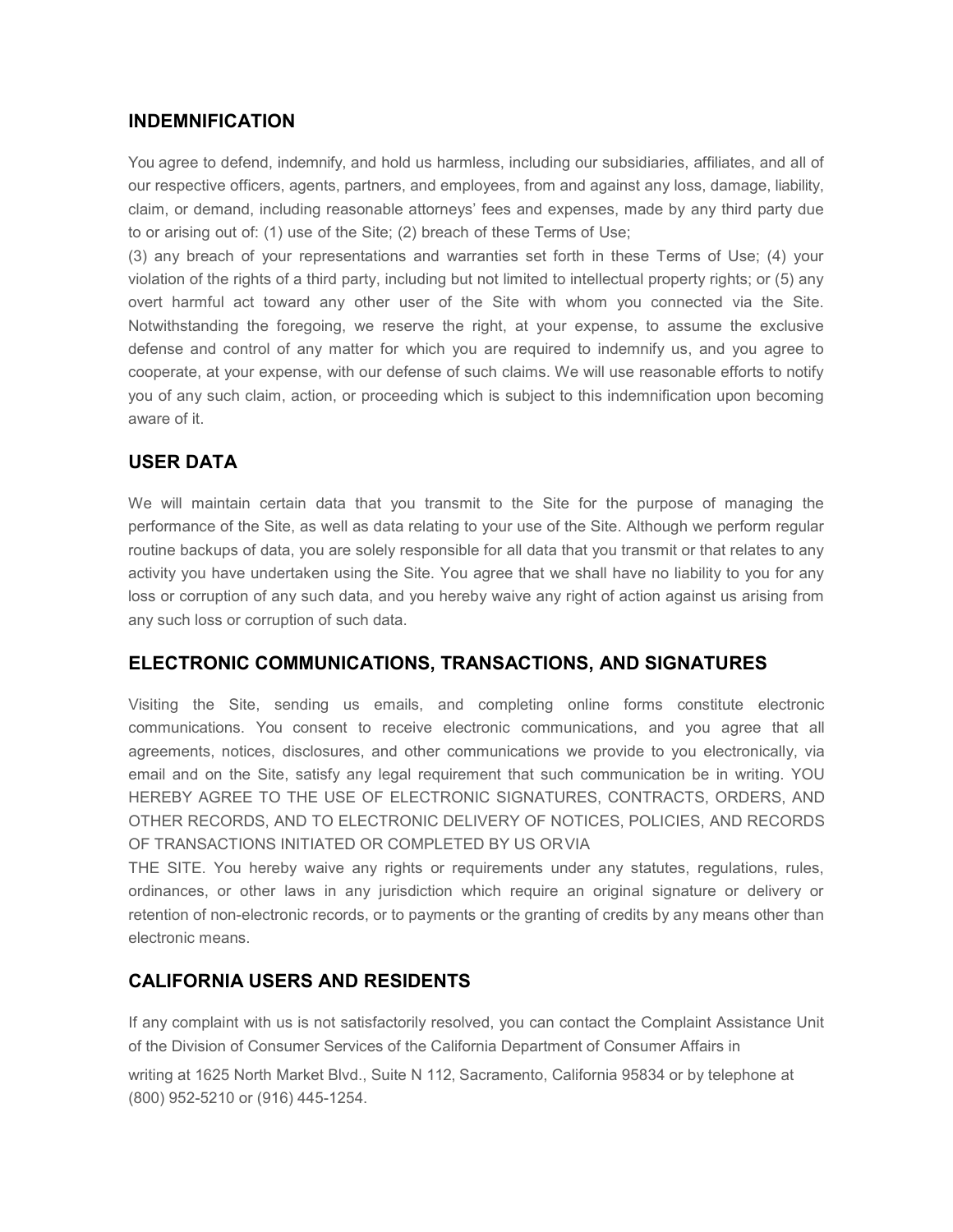## INDEMNIFICATION

You agree to defend, indemnify, and hold us harmless, including our subsidiaries, affiliates, and all of our respective officers, agents, partners, and employees, from and against any loss, damage, liability, claim, or demand, including reasonable attorneys' fees and expenses, made by any third party due to or arising out of: (1) use of the Site; (2) breach of these Terms of Use; (3) any breach of your representations and warranties set forth in these Terms of Use; (4) your violation of the rights of a third party, including but not limited to intellectual property rights; or (5) any overt harmful act toward any other user of the Site with whom you connected via the Site. Notwithstanding the foregoing, we reserve the right, at your expense, to assume the exclusive defense and control of any matter for which you are required to indemnify us, and you agree to cooperate, at your expense, with our defense of such claims. We will use reasonable efforts to notify you of any such claim, action, or proceeding which is subject to this indemnification upon becoming aware of it.

## USER DATA

We will maintain certain data that you transmit to the Site for the purpose of managing the performance of the Site, as well as data relating to your use of the Site. Although we perform regular routine backups of data, you are solely responsible for all data that you transmit or that relates to any activity you have undertaken using the Site. You agree that we shall have no liability to you for any loss or corruption of any such data, and you hereby waive any right of action against us arising from any such loss or corruption of such data.

## ELECTRONIC COMMUNICATIONS, TRANSACTIONS, AND SIGNATURES

Visiting the Site, sending us emails, and completing online forms constitute electronic communications. You consent to receive electronic communications, and you agree that all agreements, notices, disclosures, and other communications we provide to you electronically, via email and on the Site, satisfy any legal requirement that such communication be in writing. YOU HEREBY AGREE TO THE USE OF ELECTRONIC SIGNATURES, CONTRACTS, ORDERS, AND OTHER RECORDS, AND TO ELECTRONIC DELIVERY OF NOTICES, POLICIES, AND RECORDS OF TRANSACTIONS INITIATED OR COMPLETED BY US OR VIA THE SITE. You hereby waive any rights or requirements under any statutes, regulations, rules, ordinances, or other laws in any jurisdiction which require an original signature or delivery or retention of non-electronic records, or to payments or the granting of credits by any means other than electronic means.

## CALIFORNIA USERS AND RESIDENTS

If any complaint with us is not satisfactorily resolved, you can contact the Complaint Assistance Unit of the Division of Consumer Services of the California Department of Consumer Affairs in writing at 1625 North Market Blvd., Suite N 112, Sacramento, California 95834 or by telephone at (800) 952-5210 or (916) 445-1254.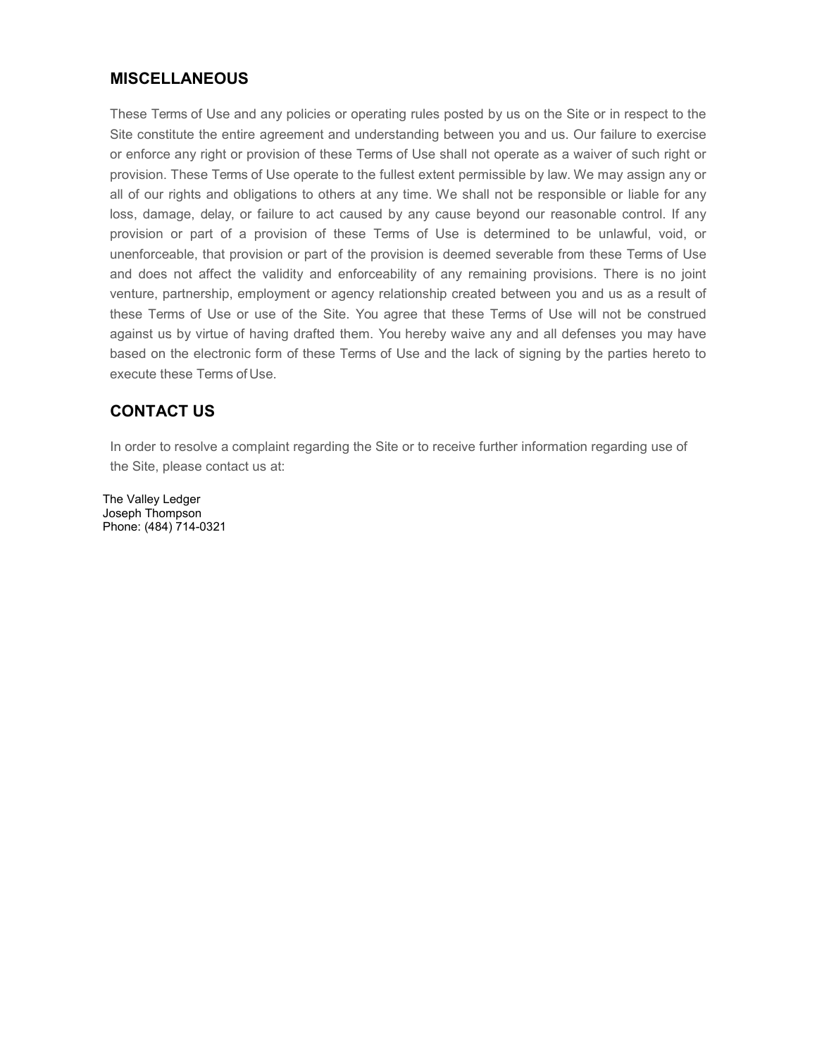## MISCELLANEOUS

These Terms of Use and any policies or operating rules posted by us on the Site or in respect to the Site constitute the entire agreement and understanding between you and us. Our failure to exercise or enforce any right or provision of these Terms of Use shall not operate as a waiver of such right or provision. These Terms of Use operate to the fullest extent permissible by law. We may assign any or all of our rights and obligations to others at any time. We shall not be responsible or liable for any loss, damage, delay, or failure to act caused by any cause beyond our reasonable control. If any provision or part of a provision of these Terms of Use is determined to be unlawful, void, or unenforceable, that provision or part of the provision is deemed severable from these Terms of Use and does not affect the validity and enforceability of any remaining provisions. There is no joint venture, partnership, employment or agency relationship created between you and us as a result of these Terms of Use or use of the Site. You agree that these Terms of Use will not be construed against us by virtue of having drafted them. You hereby waive any and all defenses you may have based on the electronic form of these Terms of Use and the lack of signing by the parties hereto to execute these Terms of Use.

## CONTACT US

In order to resolve a complaint regarding the Site or to receive further information regarding use of the Site, please contact us at:

The Valley Ledger
Joseph Thompson
Phone: (484) 714-0321